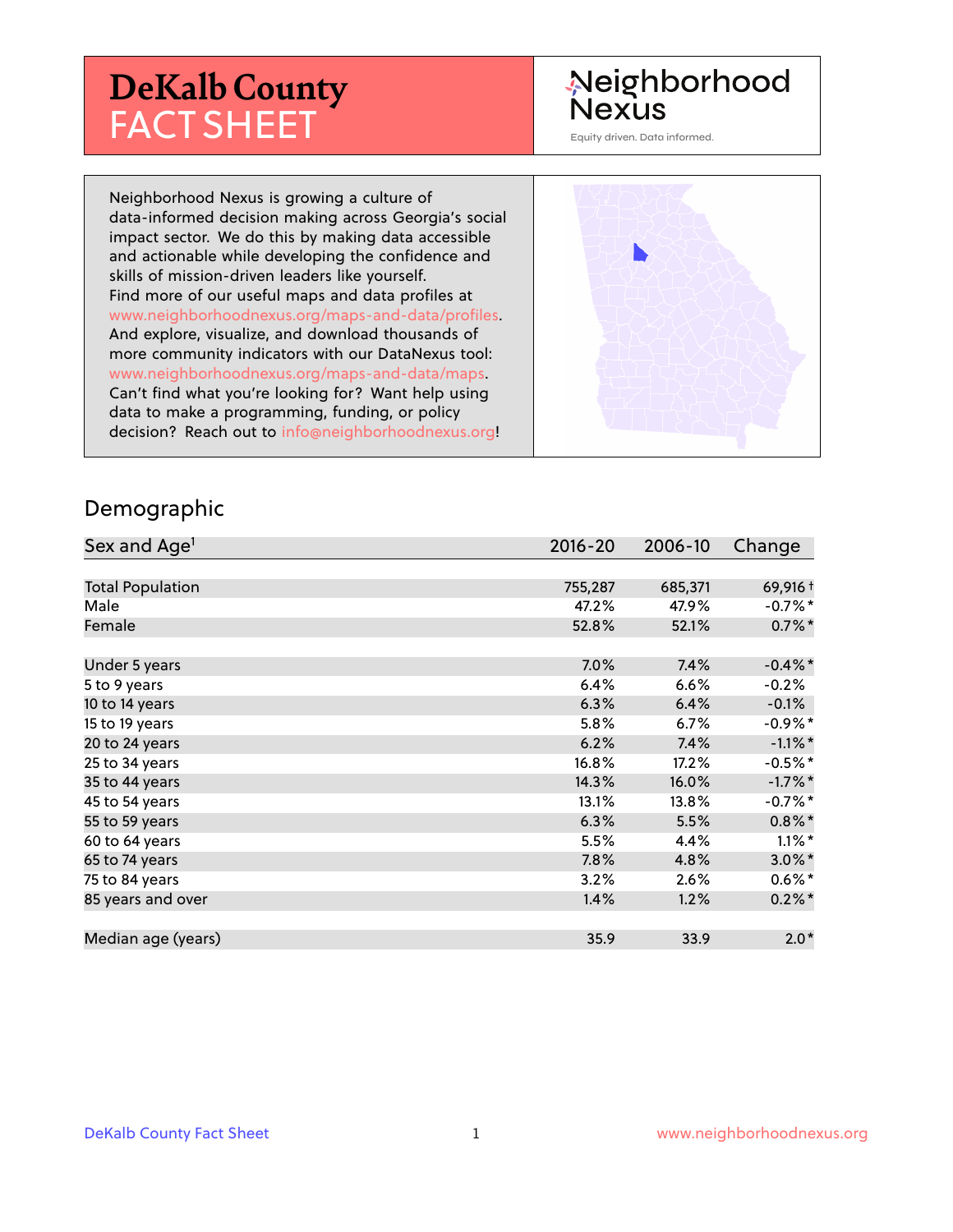# DeKalb County FACT SHEET

Neighborhood Nexus

Equity driven. Data informed.

Neighborhood Nexus is growing a culture of data-informed decision making across Georgia's social impact sector. We do this by making data accessible and actionable while developing the confidence and skills of mission-driven leaders like yourself. Find more of our useful maps and data profiles at www.neighborhoodnexus.org/maps-and-data/profiles. And explore, visualize, and download thousands of more community indicators with our DataNexus tool: www.neighborhoodnexus.org/maps-and-data/maps. Can't find what you're looking for? Want help using data to make a programming, funding, or policy decision? Reach out to info@neighborhoodnexus.org!

## Demographic

| Sex and Age[1] | 2016-20 | 2006-10 | Change |
|---|---|---|---|
| Total Population | 755,287 | 685,371 | 69,916 † |
| Male | 47.2% | 47.9% | -0.7% * |
| Female | 52.8% | 52.1% | 0.7% * |
| Under 5 years | 7.0% | 7.4% | -0.4% * |
| 5 to 9 years | 6.4% | 6.6% | -0.2% |
| 10 to 14 years | 6.3% | 6.4% | -0.1% |
| 15 to 19 years | 5.8% | 6.7% | -0.9% * |
| 20 to 24 years | 6.2% | 7.4% | -1.1% * |
| 25 to 34 years | 16.8% | 17.2% | -0.5% * |
| 35 to 44 years | 14.3% | 16.0% | -1.7% * |
| 45 to 54 years | 13.1% | 13.8% | -0.7% * |
| 55 to 59 years | 6.3% | 5.5% | 0.8% * |
| 60 to 64 years | 5.5% | 4.4% | 1.1% * |
| 65 to 74 years | 7.8% | 4.8% | 3.0% * |
| 75 to 84 years | 3.2% | 2.6% | 0.6% * |
| 85 years and over | 1.4% | 1.2% | 0.2% * |
| Median age (years) | 35.9 | 33.9 | 2.0 * |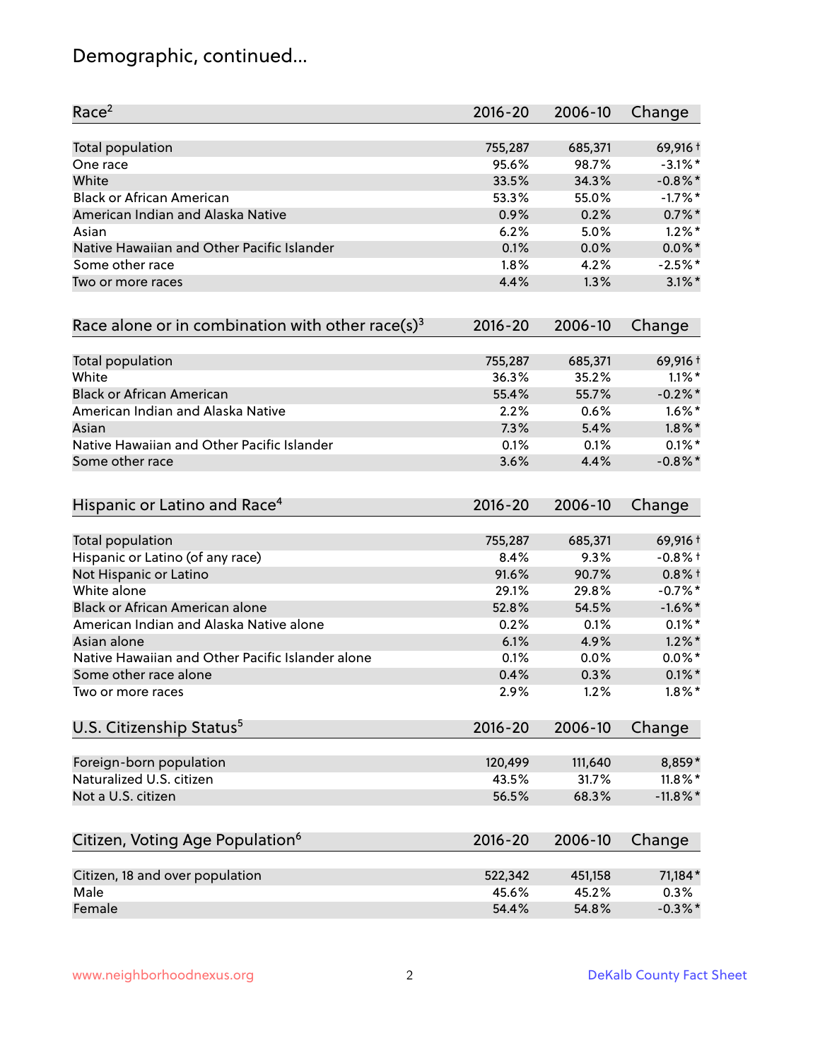# Demographic, continued...

| Race[2] | 2016-20 | 2006-10 | Change |
|---|---|---|---|
| Total population | 755,287 | 685,371 | 69,916 † |
| One race | 95.6% | 98.7% | -3.1% * |
| White | 33.5% | 34.3% | -0.8% * |
| Black or African American | 53.3% | 55.0% | -1.7% * |
| American Indian and Alaska Native | 0.9% | 0.2% | 0.7% * |
| Asian | 6.2% | 5.0% | 1.2% * |
| Native Hawaiian and Other Pacific Islander | 0.1% | 0.0% | 0.0% * |
| Some other race | 1.8% | 4.2% | -2.5% * |
| Two or more races | 4.4% | 1.3% | 3.1% * |

| Race alone or in combination with other race(s)[3] | 2016-20 | 2006-10 | Change |
|---|---|---|---|
| Total population | 755,287 | 685,371 | 69,916 † |
| White | 36.3% | 35.2% | 1.1% * |
| Black or African American | 55.4% | 55.7% | -0.2% * |
| American Indian and Alaska Native | 2.2% | 0.6% | 1.6% * |
| Asian | 7.3% | 5.4% | 1.8% * |
| Native Hawaiian and Other Pacific Islander | 0.1% | 0.1% | 0.1% * |
| Some other race | 3.6% | 4.4% | -0.8% * |

| Hispanic or Latino and Race[4] | 2016-20 | 2006-10 | Change |
|---|---|---|---|
| Total population | 755,287 | 685,371 | 69,916 † |
| Hispanic or Latino (of any race) | 8.4% | 9.3% | -0.8% † |
| Not Hispanic or Latino | 91.6% | 90.7% | 0.8% † |
| White alone | 29.1% | 29.8% | -0.7% * |
| Black or African American alone | 52.8% | 54.5% | -1.6% * |
| American Indian and Alaska Native alone | 0.2% | 0.1% | 0.1% * |
| Asian alone | 6.1% | 4.9% | 1.2% * |
| Native Hawaiian and Other Pacific Islander alone | 0.1% | 0.0% | 0.0% * |
| Some other race alone | 0.4% | 0.3% | 0.1% * |
| Two or more races | 2.9% | 1.2% | 1.8% * |

| U.S. Citizenship Status[5] | 2016-20 | 2006-10 | Change |
|---|---|---|---|
| Foreign-born population | 120,499 | 111,640 | 8,859 * |
| Naturalized U.S. citizen | 43.5% | 31.7% | 11.8% * |
| Not a U.S. citizen | 56.5% | 68.3% | -11.8% * |

| Citizen, Voting Age Population[6] | 2016-20 | 2006-10 | Change |
|---|---|---|---|
| Citizen, 18 and over population | 522,342 | 451,158 | 71,184 * |
| Male | 45.6% | 45.2% | 0.3% |
| Female | 54.4% | 54.8% | -0.3% * |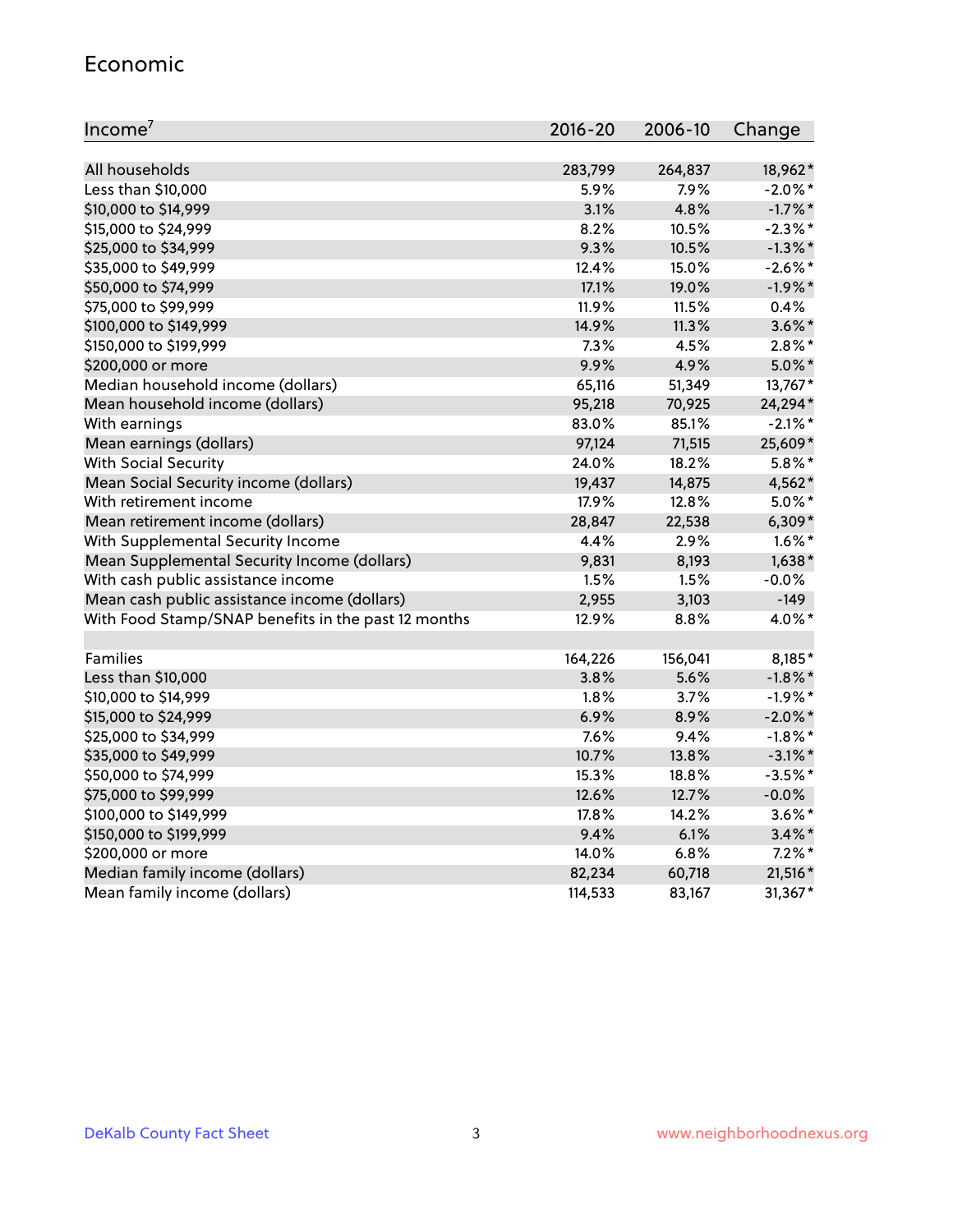## Economic

| Income[7] | 2016-20 | 2006-10 | Change |
|---|---|---|---|
| All households | 283,799 | 264,837 | 18,962* |
| Less than $10,000 | 5.9% | 7.9% | -2.0%* |
| $10,000 to $14,999 | 3.1% | 4.8% | -1.7%* |
| $15,000 to $24,999 | 8.2% | 10.5% | -2.3%* |
| $25,000 to $34,999 | 9.3% | 10.5% | -1.3%* |
| $35,000 to $49,999 | 12.4% | 15.0% | -2.6%* |
| $50,000 to $74,999 | 17.1% | 19.0% | -1.9%* |
| $75,000 to $99,999 | 11.9% | 11.5% | 0.4% |
| $100,000 to $149,999 | 14.9% | 11.3% | 3.6%* |
| $150,000 to $199,999 | 7.3% | 4.5% | 2.8%* |
| $200,000 or more | 9.9% | 4.9% | 5.0%* |
| Median household income (dollars) | 65,116 | 51,349 | 13,767* |
| Mean household income (dollars) | 95,218 | 70,925 | 24,294* |
| With earnings | 83.0% | 85.1% | -2.1%* |
| Mean earnings (dollars) | 97,124 | 71,515 | 25,609* |
| With Social Security | 24.0% | 18.2% | 5.8%* |
| Mean Social Security income (dollars) | 19,437 | 14,875 | 4,562* |
| With retirement income | 17.9% | 12.8% | 5.0%* |
| Mean retirement income (dollars) | 28,847 | 22,538 | 6,309* |
| With Supplemental Security Income | 4.4% | 2.9% | 1.6%* |
| Mean Supplemental Security Income (dollars) | 9,831 | 8,193 | 1,638* |
| With cash public assistance income | 1.5% | 1.5% | -0.0% |
| Mean cash public assistance income (dollars) | 2,955 | 3,103 | -149 |
| With Food Stamp/SNAP benefits in the past 12 months | 12.9% | 8.8% | 4.0%* |
| | | | |
| Families | 164,226 | 156,041 | 8,185* |
| Less than $10,000 | 3.8% | 5.6% | -1.8%* |
| $10,000 to $14,999 | 1.8% | 3.7% | -1.9%* |
| $15,000 to $24,999 | 6.9% | 8.9% | -2.0%* |
| $25,000 to $34,999 | 7.6% | 9.4% | -1.8%* |
| $35,000 to $49,999 | 10.7% | 13.8% | -3.1%* |
| $50,000 to $74,999 | 15.3% | 18.8% | -3.5%* |
| $75,000 to $99,999 | 12.6% | 12.7% | -0.0% |
| $100,000 to $149,999 | 17.8% | 14.2% | 3.6%* |
| $150,000 to $199,999 | 9.4% | 6.1% | 3.4%* |
| $200,000 or more | 14.0% | 6.8% | 7.2%* |
| Median family income (dollars) | 82,234 | 60,718 | 21,516* |
| Mean family income (dollars) | 114,533 | 83,167 | 31,367* |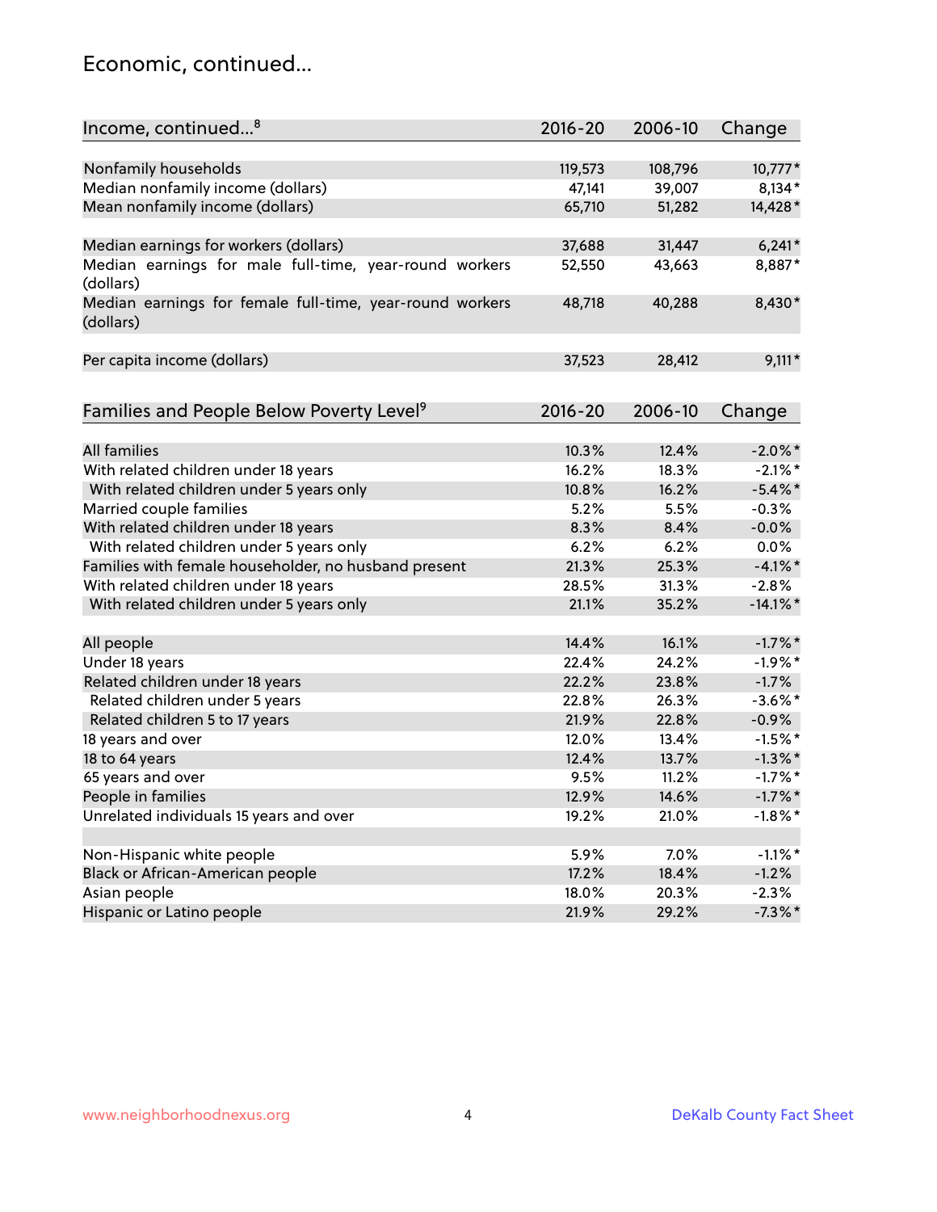## Economic, continued...

| Income, continued...[8] | 2016-20 | 2006-10 | Change |
|---|---|---|---|
| Nonfamily households | 119,573 | 108,796 | 10,777* |
| Median nonfamily income (dollars) | 47,141 | 39,007 | 8,134* |
| Mean nonfamily income (dollars) | 65,710 | 51,282 | 14,428* |
| Median earnings for workers (dollars) | 37,688 | 31,447 | 6,241* |
| Median earnings for male full-time, year-round workers (dollars) | 52,550 | 43,663 | 8,887* |
| Median earnings for female full-time, year-round workers (dollars) | 48,718 | 40,288 | 8,430* |
| Per capita income (dollars) | 37,523 | 28,412 | 9,111* |

| Families and People Below Poverty Level[9] | 2016-20 | 2006-10 | Change |
|---|---|---|---|
| All families | 10.3% | 12.4% | -2.0%* |
| With related children under 18 years | 16.2% | 18.3% | -2.1%* |
| With related children under 5 years only | 10.8% | 16.2% | -5.4%* |
| Married couple families | 5.2% | 5.5% | -0.3% |
| With related children under 18 years | 8.3% | 8.4% | -0.0% |
| With related children under 5 years only | 6.2% | 6.2% | 0.0% |
| Families with female householder, no husband present | 21.3% | 25.3% | -4.1%* |
| With related children under 18 years | 28.5% | 31.3% | -2.8% |
| With related children under 5 years only | 21.1% | 35.2% | -14.1%* |
| All people | 14.4% | 16.1% | -1.7%* |
| Under 18 years | 22.4% | 24.2% | -1.9%* |
| Related children under 18 years | 22.2% | 23.8% | -1.7% |
| Related children under 5 years | 22.8% | 26.3% | -3.6%* |
| Related children 5 to 17 years | 21.9% | 22.8% | -0.9% |
| 18 years and over | 12.0% | 13.4% | -1.5%* |
| 18 to 64 years | 12.4% | 13.7% | -1.3%* |
| 65 years and over | 9.5% | 11.2% | -1.7%* |
| People in families | 12.9% | 14.6% | -1.7%* |
| Unrelated individuals 15 years and over | 19.2% | 21.0% | -1.8%* |
| Non-Hispanic white people | 5.9% | 7.0% | -1.1%* |
| Black or African-American people | 17.2% | 18.4% | -1.2% |
| Asian people | 18.0% | 20.3% | -2.3% |
| Hispanic or Latino people | 21.9% | 29.2% | -7.3%* |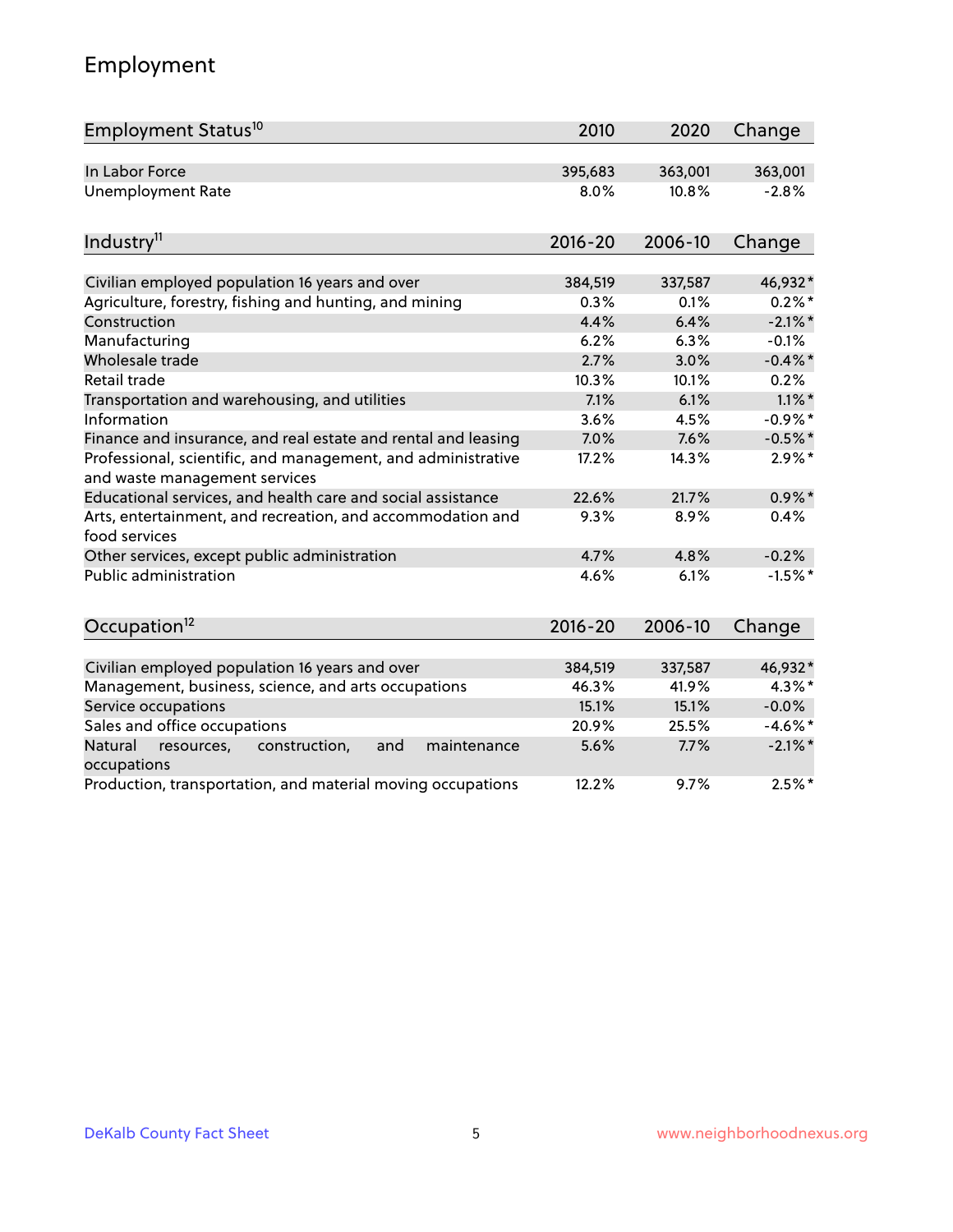# Employment

| Employment Status[10] | 2010 | 2020 | Change |
|---|---|---|---|
| In Labor Force | 395,683 | 363,001 | 363,001 |
| Unemployment Rate | 8.0% | 10.8% | -2.8% |

| Industry[11] | 2016-20 | 2006-10 | Change |
|---|---|---|---|
| Civilian employed population 16 years and over | 384,519 | 337,587 | 46,932* |
| Agriculture, forestry, fishing and hunting, and mining | 0.3% | 0.1% | 0.2%* |
| Construction | 4.4% | 6.4% | -2.1%* |
| Manufacturing | 6.2% | 6.3% | -0.1% |
| Wholesale trade | 2.7% | 3.0% | -0.4%* |
| Retail trade | 10.3% | 10.1% | 0.2% |
| Transportation and warehousing, and utilities | 7.1% | 6.1% | 1.1%* |
| Information | 3.6% | 4.5% | -0.9%* |
| Finance and insurance, and real estate and rental and leasing | 7.0% | 7.6% | -0.5%* |
| Professional, scientific, and management, and administrative and waste management services | 17.2% | 14.3% | 2.9%* |
| Educational services, and health care and social assistance | 22.6% | 21.7% | 0.9%* |
| Arts, entertainment, and recreation, and accommodation and food services | 9.3% | 8.9% | 0.4% |
| Other services, except public administration | 4.7% | 4.8% | -0.2% |
| Public administration | 4.6% | 6.1% | -1.5%* |

| Occupation[12] | 2016-20 | 2006-10 | Change |
|---|---|---|---|
| Civilian employed population 16 years and over | 384,519 | 337,587 | 46,932* |
| Management, business, science, and arts occupations | 46.3% | 41.9% | 4.3%* |
| Service occupations | 15.1% | 15.1% | -0.0% |
| Sales and office occupations | 20.9% | 25.5% | -4.6%* |
| Natural resources, construction, and maintenance occupations | 5.6% | 7.7% | -2.1%* |
| Production, transportation, and material moving occupations | 12.2% | 9.7% | 2.5%* |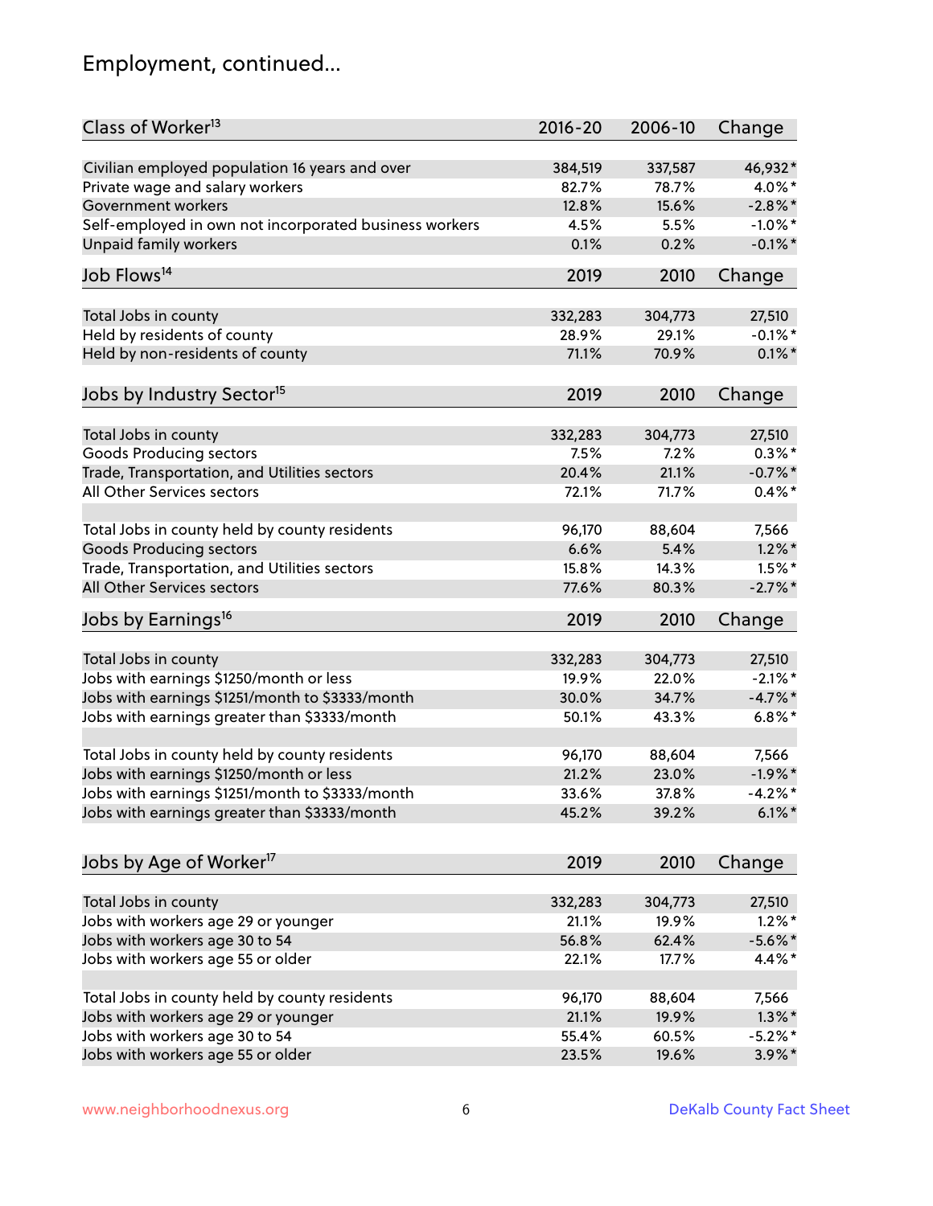# Employment, continued...

| Class of Worker[13] | 2016-20 | 2006-10 | Change |
|---|---|---|---|
| Civilian employed population 16 years and over | 384,519 | 337,587 | 46,932* |
| Private wage and salary workers | 82.7% | 78.7% | 4.0%* |
| Government workers | 12.8% | 15.6% | -2.8%* |
| Self-employed in own not incorporated business workers | 4.5% | 5.5% | -1.0%* |
| Unpaid family workers | 0.1% | 0.2% | -0.1%* |

| Job Flows[14] | 2019 | 2010 | Change |
|---|---|---|---|
| Total Jobs in county | 332,283 | 304,773 | 27,510 |
| Held by residents of county | 28.9% | 29.1% | -0.1%* |
| Held by non-residents of county | 71.1% | 70.9% | 0.1%* |

| Jobs by Industry Sector[15] | 2019 | 2010 | Change |
|---|---|---|---|
| Total Jobs in county | 332,283 | 304,773 | 27,510 |
| Goods Producing sectors | 7.5% | 7.2% | 0.3%* |
| Trade, Transportation, and Utilities sectors | 20.4% | 21.1% | -0.7%* |
| All Other Services sectors | 72.1% | 71.7% | 0.4%* |
| | | | |
| Total Jobs in county held by county residents | 96,170 | 88,604 | 7,566 |
| Goods Producing sectors | 6.6% | 5.4% | 1.2%* |
| Trade, Transportation, and Utilities sectors | 15.8% | 14.3% | 1.5%* |
| All Other Services sectors | 77.6% | 80.3% | -2.7%* |

| Jobs by Earnings[16] | 2019 | 2010 | Change |
|---|---|---|---|
| Total Jobs in county | 332,283 | 304,773 | 27,510 |
| Jobs with earnings $1250/month or less | 19.9% | 22.0% | -2.1%* |
| Jobs with earnings $1251/month to $3333/month | 30.0% | 34.7% | -4.7%* |
| Jobs with earnings greater than $3333/month | 50.1% | 43.3% | 6.8%* |
| | | | |
| Total Jobs in county held by county residents | 96,170 | 88,604 | 7,566 |
| Jobs with earnings $1250/month or less | 21.2% | 23.0% | -1.9%* |
| Jobs with earnings $1251/month to $3333/month | 33.6% | 37.8% | -4.2%* |
| Jobs with earnings greater than $3333/month | 45.2% | 39.2% | 6.1%* |

| Jobs by Age of Worker[17] | 2019 | 2010 | Change |
|---|---|---|---|
| Total Jobs in county | 332,283 | 304,773 | 27,510 |
| Jobs with workers age 29 or younger | 21.1% | 19.9% | 1.2%* |
| Jobs with workers age 30 to 54 | 56.8% | 62.4% | -5.6%* |
| Jobs with workers age 55 or older | 22.1% | 17.7% | 4.4%* |
| | | | |
| Total Jobs in county held by county residents | 96,170 | 88,604 | 7,566 |
| Jobs with workers age 29 or younger | 21.1% | 19.9% | 1.3%* |
| Jobs with workers age 30 to 54 | 55.4% | 60.5% | -5.2%* |
| Jobs with workers age 55 or older | 23.5% | 19.6% | 3.9%* |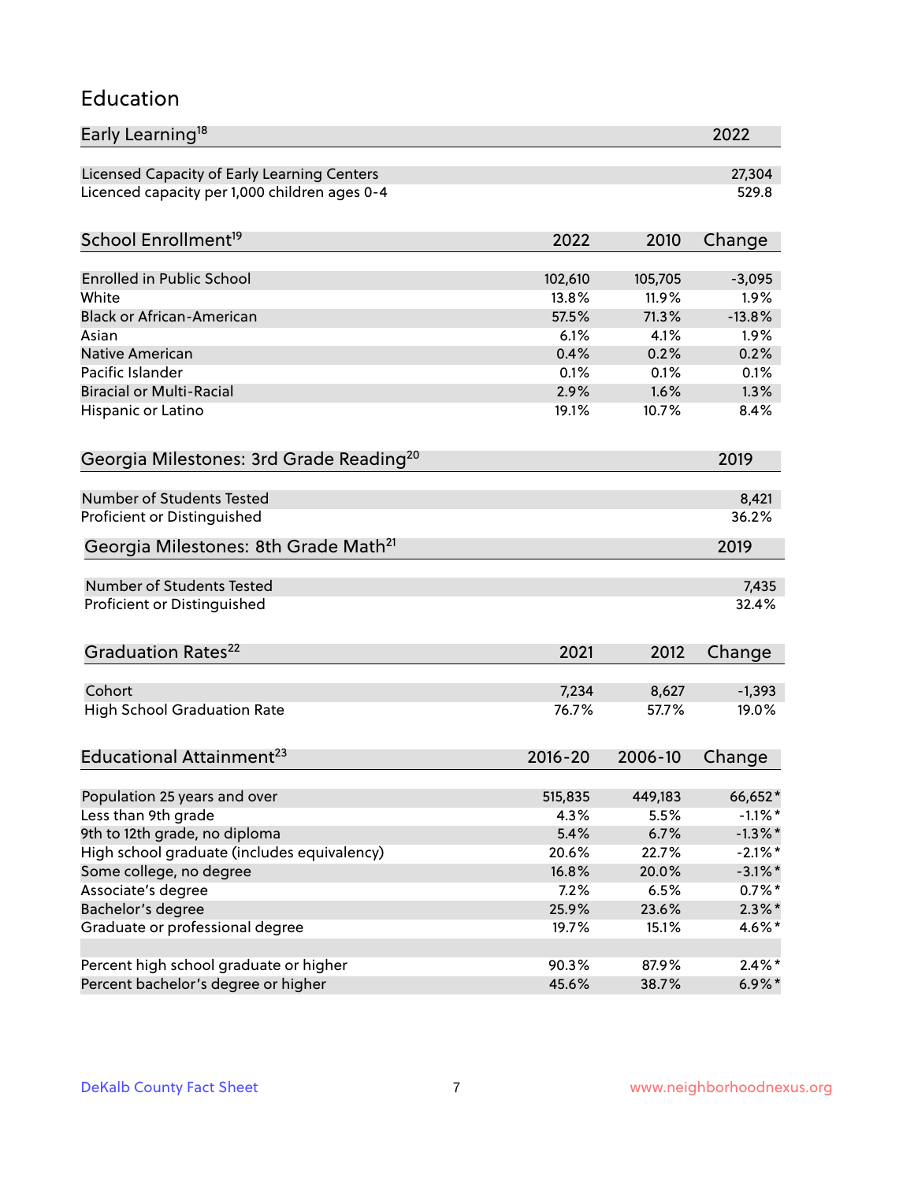## Education

| Early Learning[18] | 2022 |
|---|---|
| Licensed Capacity of Early Learning Centers | 27,304 |
| Licenced capacity per 1,000 children ages 0-4 | 529.8 |

| School Enrollment[19] | 2022 | 2010 | Change |
|---|---|---|---|
| Enrolled in Public School | 102,610 | 105,705 | -3,095 |
| White | 13.8% | 11.9% | 1.9% |
| Black or African-American | 57.5% | 71.3% | -13.8% |
| Asian | 6.1% | 4.1% | 1.9% |
| Native American | 0.4% | 0.2% | 0.2% |
| Pacific Islander | 0.1% | 0.1% | 0.1% |
| Biracial or Multi-Racial | 2.9% | 1.6% | 1.3% |
| Hispanic or Latino | 19.1% | 10.7% | 8.4% |

| Georgia Milestones: 3rd Grade Reading[20] | 2019 |
|---|---|
| Number of Students Tested | 8,421 |
| Proficient or Distinguished | 36.2% |

| Georgia Milestones: 8th Grade Math[21] | 2019 |
|---|---|
| Number of Students Tested | 7,435 |
| Proficient or Distinguished | 32.4% |

| Graduation Rates[22] | 2021 | 2012 | Change |
|---|---|---|---|
| Cohort | 7,234 | 8,627 | -1,393 |
| High School Graduation Rate | 76.7% | 57.7% | 19.0% |

| Educational Attainment[23] | 2016-20 | 2006-10 | Change |
|---|---|---|---|
| Population 25 years and over | 515,835 | 449,183 | 66,652* |
| Less than 9th grade | 4.3% | 5.5% | -1.1%* |
| 9th to 12th grade, no diploma | 5.4% | 6.7% | -1.3%* |
| High school graduate (includes equivalency) | 20.6% | 22.7% | -2.1%* |
| Some college, no degree | 16.8% | 20.0% | -3.1%* |
| Associate's degree | 7.2% | 6.5% | 0.7%* |
| Bachelor's degree | 25.9% | 23.6% | 2.3%* |
| Graduate or professional degree | 19.7% | 15.1% | 4.6%* |
| | | | |
| Percent high school graduate or higher | 90.3% | 87.9% | 2.4%* |
| Percent bachelor's degree or higher | 45.6% | 38.7% | 6.9%* |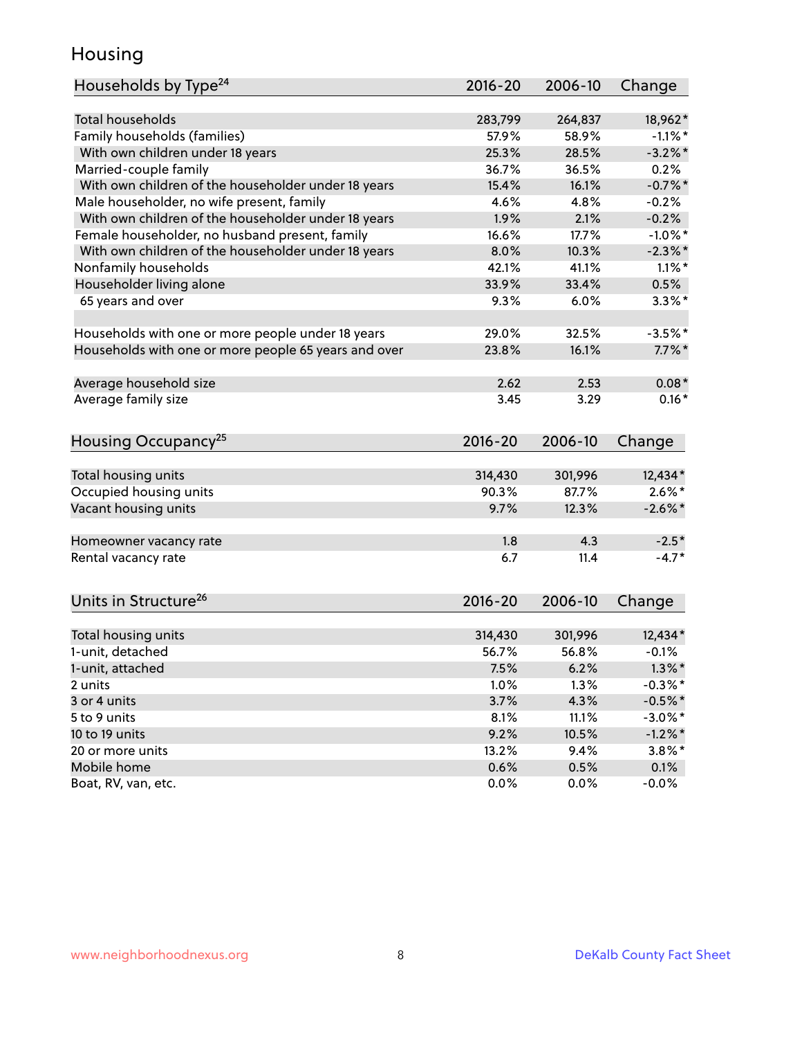# Housing

| Households by Type[24] | 2016-20 | 2006-10 | Change |
|---|---|---|---|
| Total households | 283,799 | 264,837 | 18,962* |
| Family households (families) | 57.9% | 58.9% | -1.1%* |
| With own children under 18 years | 25.3% | 28.5% | -3.2%* |
| Married-couple family | 36.7% | 36.5% | 0.2% |
| With own children of the householder under 18 years | 15.4% | 16.1% | -0.7%* |
| Male householder, no wife present, family | 4.6% | 4.8% | -0.2% |
| With own children of the householder under 18 years | 1.9% | 2.1% | -0.2% |
| Female householder, no husband present, family | 16.6% | 17.7% | -1.0%* |
| With own children of the householder under 18 years | 8.0% | 10.3% | -2.3%* |
| Nonfamily households | 42.1% | 41.1% | 1.1%* |
| Householder living alone | 33.9% | 33.4% | 0.5% |
| 65 years and over | 9.3% | 6.0% | 3.3%* |
| | | | |
| Households with one or more people under 18 years | 29.0% | 32.5% | -3.5%* |
| Households with one or more people 65 years and over | 23.8% | 16.1% | 7.7%* |
| | | | |
| Average household size | 2.62 | 2.53 | 0.08* |
| Average family size | 3.45 | 3.29 | 0.16* |

| Housing Occupancy[25] | 2016-20 | 2006-10 | Change |
|---|---|---|---|
| Total housing units | 314,430 | 301,996 | 12,434* |
| Occupied housing units | 90.3% | 87.7% | 2.6%* |
| Vacant housing units | 9.7% | 12.3% | -2.6%* |
| | | | |
| Homeowner vacancy rate | 1.8 | 4.3 | -2.5* |
| Rental vacancy rate | 6.7 | 11.4 | -4.7* |

| Units in Structure[26] | 2016-20 | 2006-10 | Change |
|---|---|---|---|
| Total housing units | 314,430 | 301,996 | 12,434* |
| 1-unit, detached | 56.7% | 56.8% | -0.1% |
| 1-unit, attached | 7.5% | 6.2% | 1.3%* |
| 2 units | 1.0% | 1.3% | -0.3%* |
| 3 or 4 units | 3.7% | 4.3% | -0.5%* |
| 5 to 9 units | 8.1% | 11.1% | -3.0%* |
| 10 to 19 units | 9.2% | 10.5% | -1.2%* |
| 20 or more units | 13.2% | 9.4% | 3.8%* |
| Mobile home | 0.6% | 0.5% | 0.1% |
| Boat, RV, van, etc. | 0.0% | 0.0% | -0.0% |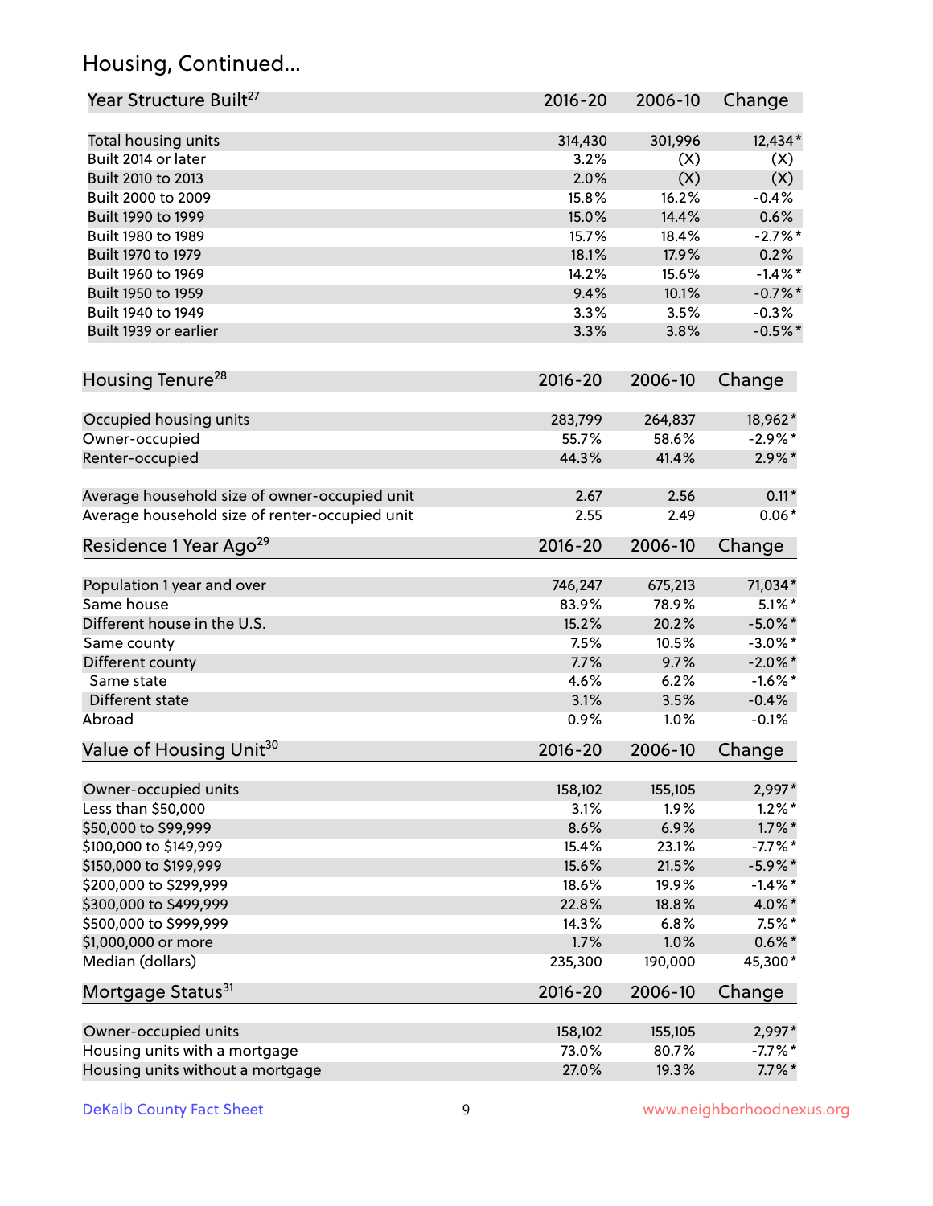## Housing, Continued...

| Year Structure Built[27] | 2016-20 | 2006-10 | Change |
|---|---|---|---|
| Total housing units | 314,430 | 301,996 | 12,434* |
| Built 2014 or later | 3.2% | (X) | (X) |
| Built 2010 to 2013 | 2.0% | (X) | (X) |
| Built 2000 to 2009 | 15.8% | 16.2% | -0.4% |
| Built 1990 to 1999 | 15.0% | 14.4% | 0.6% |
| Built 1980 to 1989 | 15.7% | 18.4% | -2.7%* |
| Built 1970 to 1979 | 18.1% | 17.9% | 0.2% |
| Built 1960 to 1969 | 14.2% | 15.6% | -1.4%* |
| Built 1950 to 1959 | 9.4% | 10.1% | -0.7%* |
| Built 1940 to 1949 | 3.3% | 3.5% | -0.3% |
| Built 1939 or earlier | 3.3% | 3.8% | -0.5%* |

| Housing Tenure[28] | 2016-20 | 2006-10 | Change |
|---|---|---|---|
| Occupied housing units | 283,799 | 264,837 | 18,962* |
| Owner-occupied | 55.7% | 58.6% | -2.9%* |
| Renter-occupied | 44.3% | 41.4% | 2.9%* |
| Average household size of owner-occupied unit | 2.67 | 2.56 | 0.11* |
| Average household size of renter-occupied unit | 2.55 | 2.49 | 0.06* |

| Residence 1 Year Ago[29] | 2016-20 | 2006-10 | Change |
|---|---|---|---|
| Population 1 year and over | 746,247 | 675,213 | 71,034* |
| Same house | 83.9% | 78.9% | 5.1%* |
| Different house in the U.S. | 15.2% | 20.2% | -5.0%* |
| Same county | 7.5% | 10.5% | -3.0%* |
| Different county | 7.7% | 9.7% | -2.0%* |
| Same state | 4.6% | 6.2% | -1.6%* |
| Different state | 3.1% | 3.5% | -0.4% |
| Abroad | 0.9% | 1.0% | -0.1% |

| Value of Housing Unit[30] | 2016-20 | 2006-10 | Change |
|---|---|---|---|
| Owner-occupied units | 158,102 | 155,105 | 2,997* |
| Less than $50,000 | 3.1% | 1.9% | 1.2%* |
| $50,000 to $99,999 | 8.6% | 6.9% | 1.7%* |
| $100,000 to $149,999 | 15.4% | 23.1% | -7.7%* |
| $150,000 to $199,999 | 15.6% | 21.5% | -5.9%* |
| $200,000 to $299,999 | 18.6% | 19.9% | -1.4%* |
| $300,000 to $499,999 | 22.8% | 18.8% | 4.0%* |
| $500,000 to $999,999 | 14.3% | 6.8% | 7.5%* |
| $1,000,000 or more | 1.7% | 1.0% | 0.6%* |
| Median (dollars) | 235,300 | 190,000 | 45,300* |

| Mortgage Status[31] | 2016-20 | 2006-10 | Change |
|---|---|---|---|
| Owner-occupied units | 158,102 | 155,105 | 2,997* |
| Housing units with a mortgage | 73.0% | 80.7% | -7.7%* |
| Housing units without a mortgage | 27.0% | 19.3% | 7.7%* |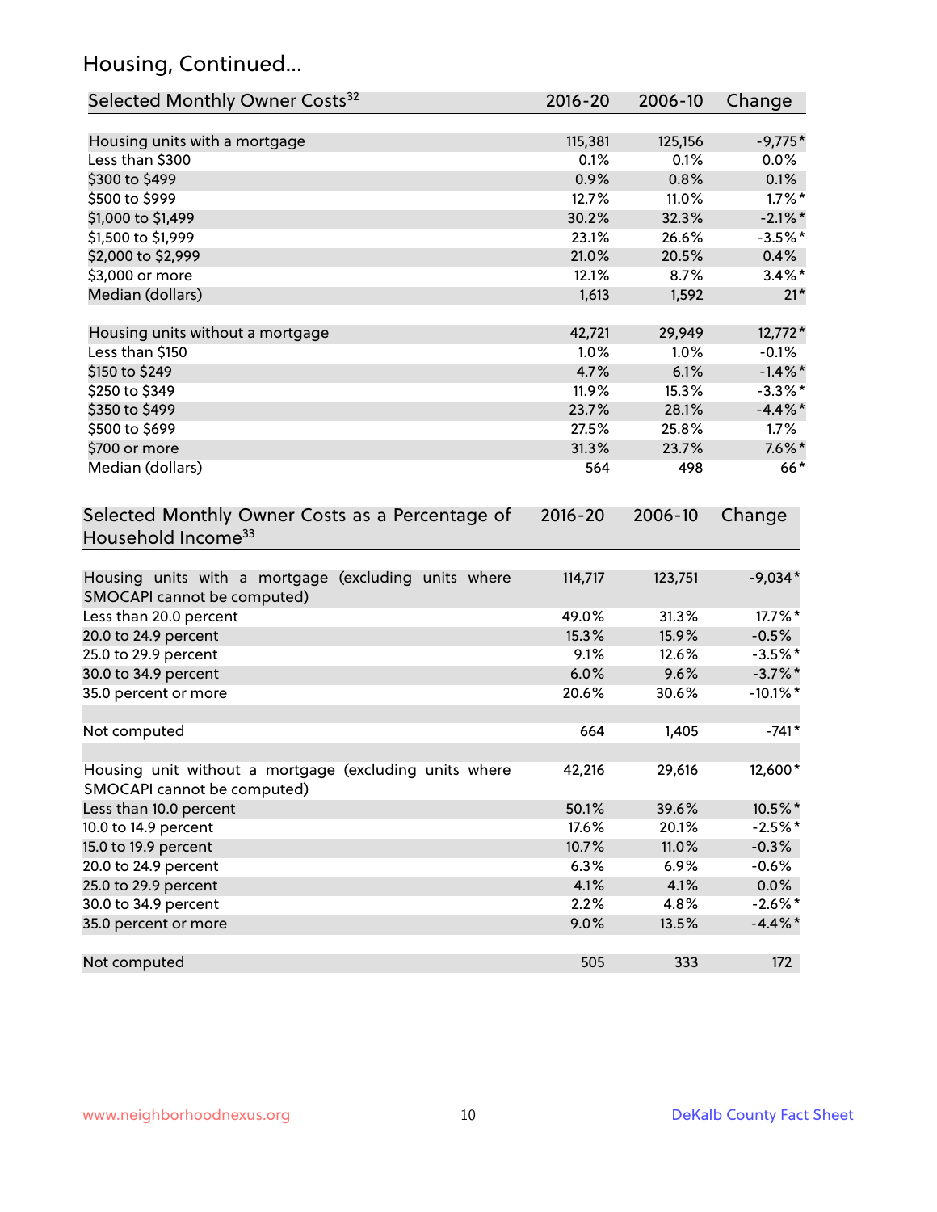## Housing, Continued...

| Selected Monthly Owner Costs[32] | 2016-20 | 2006-10 | Change |
|---|---|---|---|
| Housing units with a mortgage | 115,381 | 125,156 | -9,775* |
| Less than $300 | 0.1% | 0.1% | 0.0% |
| $300 to $499 | 0.9% | 0.8% | 0.1% |
| $500 to $999 | 12.7% | 11.0% | 1.7%* |
| $1,000 to $1,499 | 30.2% | 32.3% | -2.1%* |
| $1,500 to $1,999 | 23.1% | 26.6% | -3.5%* |
| $2,000 to $2,999 | 21.0% | 20.5% | 0.4% |
| $3,000 or more | 12.1% | 8.7% | 3.4%* |
| Median (dollars) | 1,613 | 1,592 | 21* |
| | | | |
| Housing units without a mortgage | 42,721 | 29,949 | 12,772* |
| Less than $150 | 1.0% | 1.0% | -0.1% |
| $150 to $249 | 4.7% | 6.1% | -1.4%* |
| $250 to $349 | 11.9% | 15.3% | -3.3%* |
| $350 to $499 | 23.7% | 28.1% | -4.4%* |
| $500 to $699 | 27.5% | 25.8% | 1.7% |
| $700 or more | 31.3% | 23.7% | 7.6%* |
| Median (dollars) | 564 | 498 | 66* |

| Selected Monthly Owner Costs as a Percentage of Household Income[33] | 2016-20 | 2006-10 | Change |
|---|---|---|---|
| Housing units with a mortgage (excluding units where SMOCAPI cannot be computed) | 114,717 | 123,751 | -9,034* |
| Less than 20.0 percent | 49.0% | 31.3% | 17.7%* |
| 20.0 to 24.9 percent | 15.3% | 15.9% | -0.5% |
| 25.0 to 29.9 percent | 9.1% | 12.6% | -3.5%* |
| 30.0 to 34.9 percent | 6.0% | 9.6% | -3.7%* |
| 35.0 percent or more | 20.6% | 30.6% | -10.1%* |
| | | | |
| Not computed | 664 | 1,405 | -741* |
| | | | |
| Housing unit without a mortgage (excluding units where SMOCAPI cannot be computed) | 42,216 | 29,616 | 12,600* |
| Less than 10.0 percent | 50.1% | 39.6% | 10.5%* |
| 10.0 to 14.9 percent | 17.6% | 20.1% | -2.5%* |
| 15.0 to 19.9 percent | 10.7% | 11.0% | -0.3% |
| 20.0 to 24.9 percent | 6.3% | 6.9% | -0.6% |
| 25.0 to 29.9 percent | 4.1% | 4.1% | 0.0% |
| 30.0 to 34.9 percent | 2.2% | 4.8% | -2.6%* |
| 35.0 percent or more | 9.0% | 13.5% | -4.4%* |
| | | | |
| Not computed | 505 | 333 | 172 |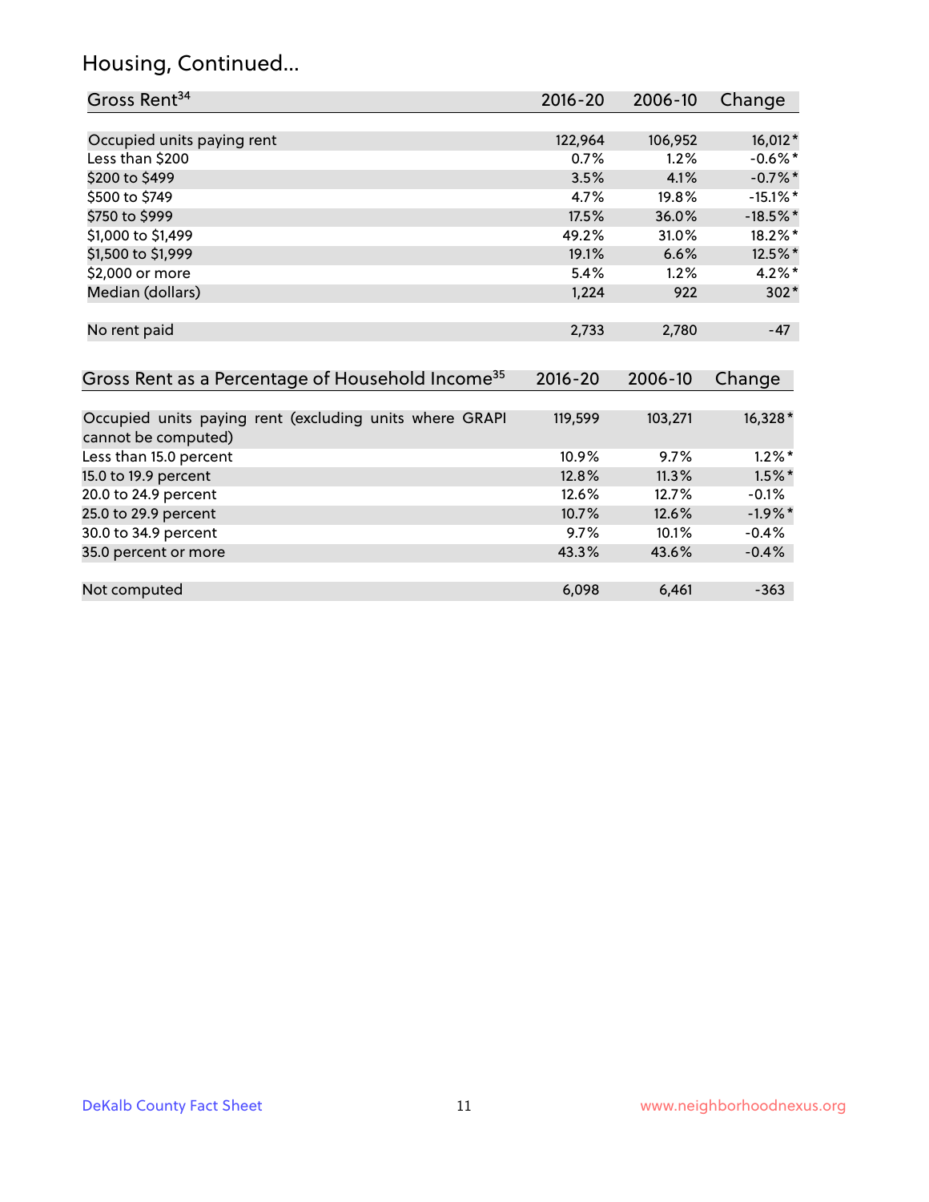## Housing, Continued...

| Gross Rent[34] | 2016-20 | 2006-10 | Change |
|---|---|---|---|
| Occupied units paying rent | 122,964 | 106,952 | 16,012* |
| Less than $200 | 0.7% | 1.2% | -0.6%* |
| $200 to $499 | 3.5% | 4.1% | -0.7%* |
| $500 to $749 | 4.7% | 19.8% | -15.1%* |
| $750 to $999 | 17.5% | 36.0% | -18.5%* |
| $1,000 to $1,499 | 49.2% | 31.0% | 18.2%* |
| $1,500 to $1,999 | 19.1% | 6.6% | 12.5%* |
| $2,000 or more | 5.4% | 1.2% | 4.2%* |
| Median (dollars) | 1,224 | 922 | 302* |
| No rent paid | 2,733 | 2,780 | -47 |

| Gross Rent as a Percentage of Household Income[35] | 2016-20 | 2006-10 | Change |
|---|---|---|---|
| Occupied units paying rent (excluding units where GRAPI cannot be computed) | 119,599 | 103,271 | 16,328* |
| Less than 15.0 percent | 10.9% | 9.7% | 1.2%* |
| 15.0 to 19.9 percent | 12.8% | 11.3% | 1.5%* |
| 20.0 to 24.9 percent | 12.6% | 12.7% | -0.1% |
| 25.0 to 29.9 percent | 10.7% | 12.6% | -1.9%* |
| 30.0 to 34.9 percent | 9.7% | 10.1% | -0.4% |
| 35.0 percent or more | 43.3% | 43.6% | -0.4% |
| Not computed | 6,098 | 6,461 | -363 |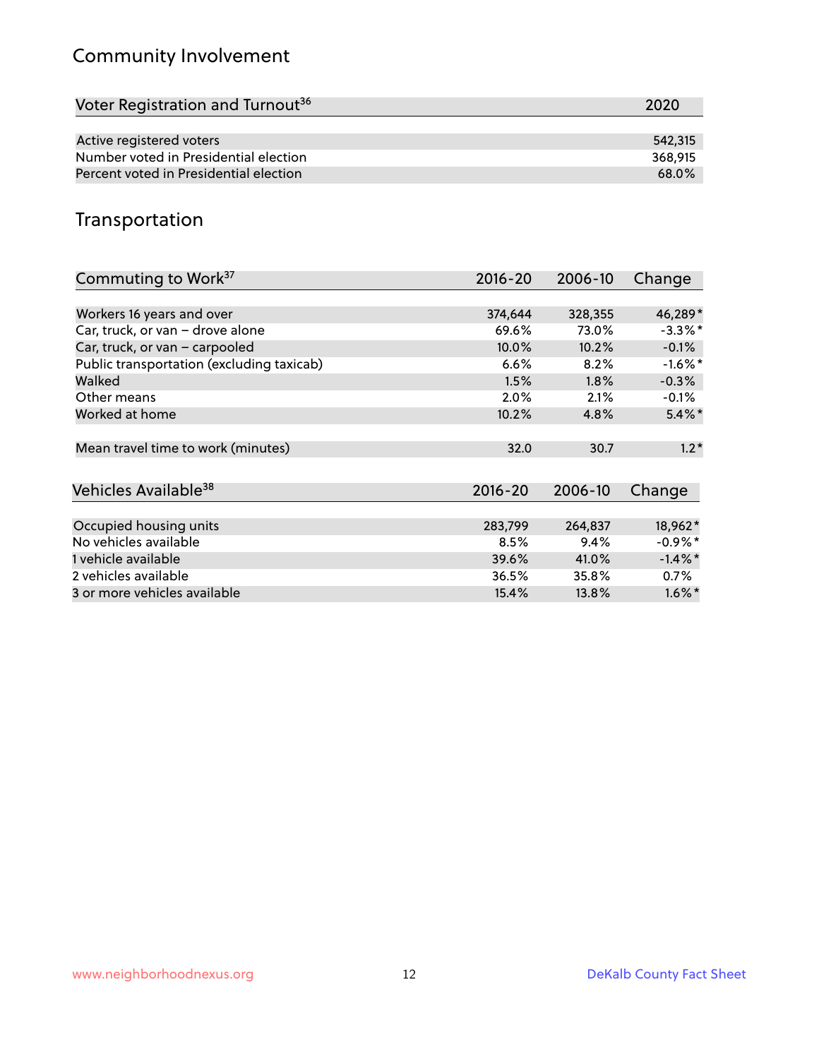## Community Involvement

| Voter Registration and Turnout[36] | 2020 |
| --- | --- |
| Active registered voters | 542,315 |
| Number voted in Presidential election | 368,915 |
| Percent voted in Presidential election | 68.0% |

## Transportation

| Commuting to Work[37] | 2016-20 | 2006-10 | Change |
| --- | --- | --- | --- |
| Workers 16 years and over | 374,644 | 328,355 | 46,289* |
| Car, truck, or van – drove alone | 69.6% | 73.0% | -3.3%* |
| Car, truck, or van – carpooled | 10.0% | 10.2% | -0.1% |
| Public transportation (excluding taxicab) | 6.6% | 8.2% | -1.6%* |
| Walked | 1.5% | 1.8% | -0.3% |
| Other means | 2.0% | 2.1% | -0.1% |
| Worked at home | 10.2% | 4.8% | 5.4%* |
| Mean travel time to work (minutes) | 32.0 | 30.7 | 1.2* |

| Vehicles Available[38] | 2016-20 | 2006-10 | Change |
| --- | --- | --- | --- |
| Occupied housing units | 283,799 | 264,837 | 18,962* |
| No vehicles available | 8.5% | 9.4% | -0.9%* |
| 1 vehicle available | 39.6% | 41.0% | -1.4%* |
| 2 vehicles available | 36.5% | 35.8% | 0.7% |
| 3 or more vehicles available | 15.4% | 13.8% | 1.6%* |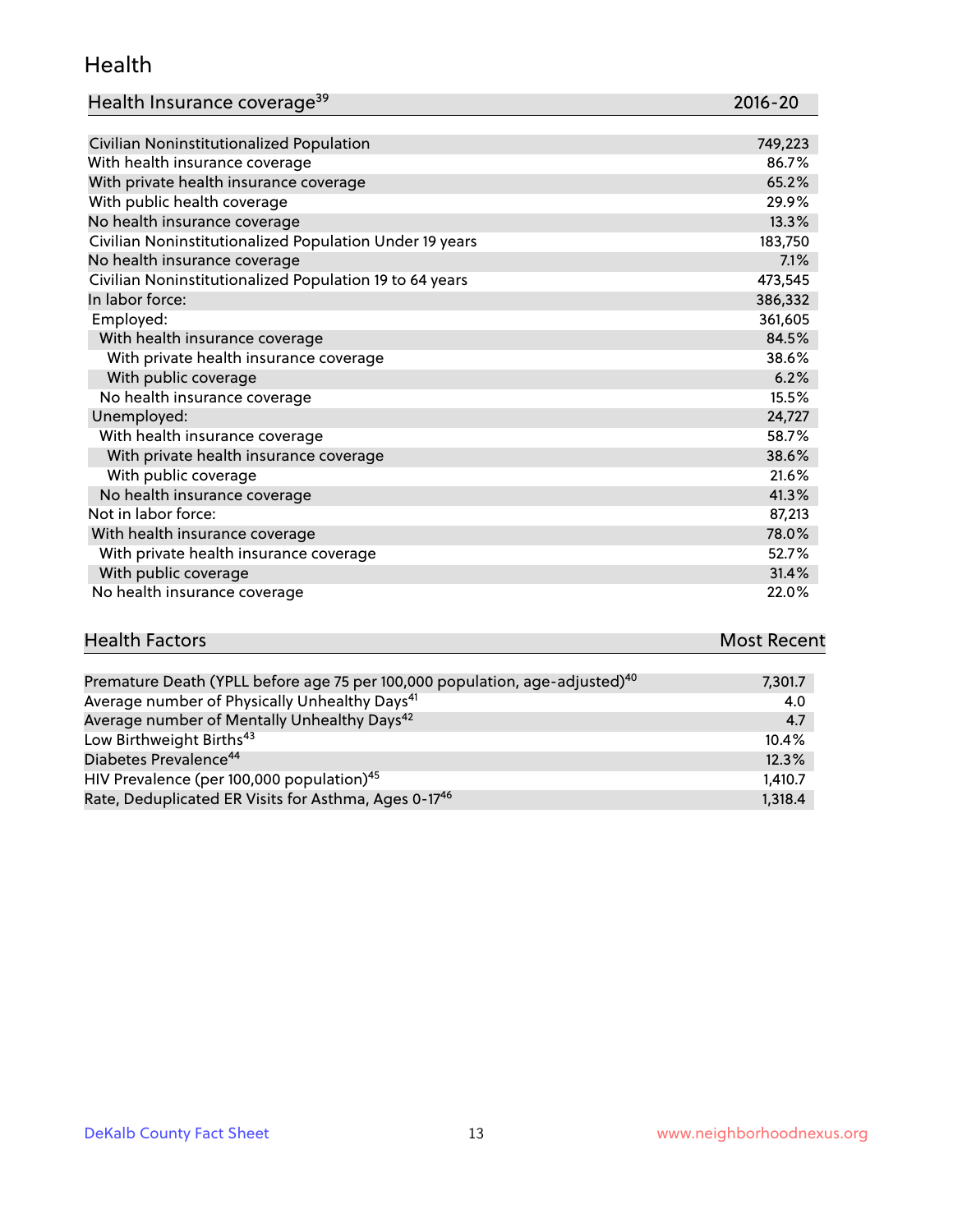## Health

| Health Insurance coverage[39] | 2016-20 |
| --- | --- |
| Civilian Noninstitutionalized Population | 749,223 |
| With health insurance coverage | 86.7% |
| With private health insurance coverage | 65.2% |
| With public health coverage | 29.9% |
| No health insurance coverage | 13.3% |
| Civilian Noninstitutionalized Population Under 19 years | 183,750 |
| No health insurance coverage | 7.1% |
| Civilian Noninstitutionalized Population 19 to 64 years | 473,545 |
| In labor force: | 386,332 |
| Employed: | 361,605 |
| With health insurance coverage | 84.5% |
| With private health insurance coverage | 38.6% |
| With public coverage | 6.2% |
| No health insurance coverage | 15.5% |
| Unemployed: | 24,727 |
| With health insurance coverage | 58.7% |
| With private health insurance coverage | 38.6% |
| With public coverage | 21.6% |
| No health insurance coverage | 41.3% |
| Not in labor force: | 87,213 |
| With health insurance coverage | 78.0% |
| With private health insurance coverage | 52.7% |
| With public coverage | 31.4% |
| No health insurance coverage | 22.0% |

| Health Factors | Most Recent |
| --- | --- |
| Premature Death (YPLL before age 75 per 100,000 population, age-adjusted)[40] | 7,301.7 |
| Average number of Physically Unhealthy Days[41] | 4.0 |
| Average number of Mentally Unhealthy Days[42] | 4.7 |
| Low Birthweight Births[43] | 10.4% |
| Diabetes Prevalence[44] | 12.3% |
| HIV Prevalence (per 100,000 population)[45] | 1,410.7 |
| Rate, Deduplicated ER Visits for Asthma, Ages 0-17[46] | 1,318.4 |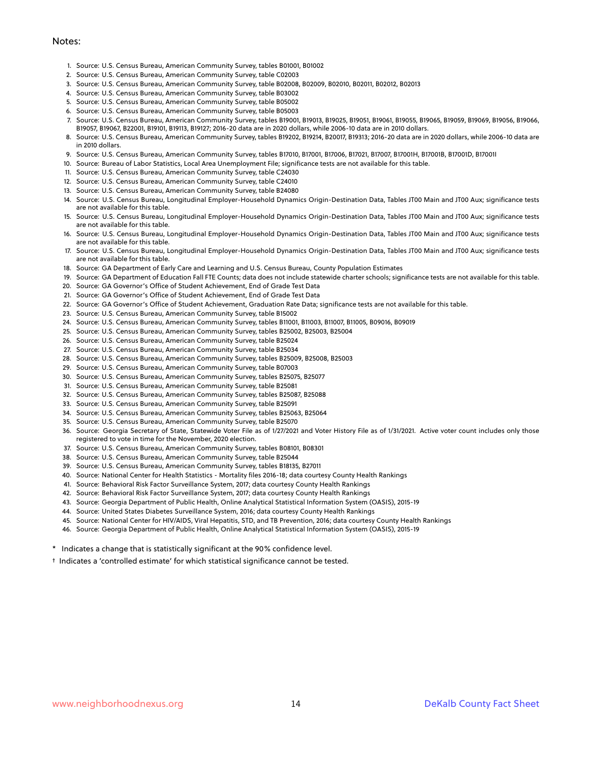Notes:

1. Source: U.S. Census Bureau, American Community Survey, tables B01001, B01002
2. Source: U.S. Census Bureau, American Community Survey, table C02003
3. Source: U.S. Census Bureau, American Community Survey, table B02008, B02009, B02010, B02011, B02012, B02013
4. Source: U.S. Census Bureau, American Community Survey, table B03002
5. Source: U.S. Census Bureau, American Community Survey, table B05002
6. Source: U.S. Census Bureau, American Community Survey, table B05003
7. Source: U.S. Census Bureau, American Community Survey, tables B19001, B19013, B19025, B19051, B19061, B19055, B19065, B19059, B19069, B19056, B19066, B19057, B19067, B22001, B19101, B19113, B19127; 2016-20 data are in 2020 dollars, while 2006-10 data are in 2010 dollars.
8. Source: U.S. Census Bureau, American Community Survey, tables B19202, B19214, B20017, B19313; 2016-20 data are in 2020 dollars, while 2006-10 data are in 2010 dollars.
9. Source: U.S. Census Bureau, American Community Survey, tables B17010, B17001, B17006, B17021, B17007, B17001H, B17001B, B17001D, B17001I
10. Source: Bureau of Labor Statistics, Local Area Unemployment File; significance tests are not available for this table.
11. Source: U.S. Census Bureau, American Community Survey, table C24030
12. Source: U.S. Census Bureau, American Community Survey, table C24010
13. Source: U.S. Census Bureau, American Community Survey, table B24080
14. Source: U.S. Census Bureau, Longitudinal Employer-Household Dynamics Origin-Destination Data, Tables JT00 Main and JT00 Aux; significance tests are not available for this table.
15. Source: U.S. Census Bureau, Longitudinal Employer-Household Dynamics Origin-Destination Data, Tables JT00 Main and JT00 Aux; significance tests are not available for this table.
16. Source: U.S. Census Bureau, Longitudinal Employer-Household Dynamics Origin-Destination Data, Tables JT00 Main and JT00 Aux; significance tests are not available for this table.
17. Source: U.S. Census Bureau, Longitudinal Employer-Household Dynamics Origin-Destination Data, Tables JT00 Main and JT00 Aux; significance tests are not available for this table.
18. Source: GA Department of Early Care and Learning and U.S. Census Bureau, County Population Estimates
19. Source: GA Department of Education Fall FTE Counts; data does not include statewide charter schools; significance tests are not available for this table.
20. Source: GA Governor's Office of Student Achievement, End of Grade Test Data
21. Source: GA Governor's Office of Student Achievement, End of Grade Test Data
22. Source: GA Governor's Office of Student Achievement, Graduation Rate Data; significance tests are not available for this table.
23. Source: U.S. Census Bureau, American Community Survey, table B15002
24. Source: U.S. Census Bureau, American Community Survey, tables B11001, B11003, B11007, B11005, B09016, B09019
25. Source: U.S. Census Bureau, American Community Survey, tables B25002, B25003, B25004
26. Source: U.S. Census Bureau, American Community Survey, table B25024
27. Source: U.S. Census Bureau, American Community Survey, table B25034
28. Source: U.S. Census Bureau, American Community Survey, tables B25009, B25008, B25003
29. Source: U.S. Census Bureau, American Community Survey, table B07003
30. Source: U.S. Census Bureau, American Community Survey, tables B25075, B25077
31. Source: U.S. Census Bureau, American Community Survey, table B25081
32. Source: U.S. Census Bureau, American Community Survey, tables B25087, B25088
33. Source: U.S. Census Bureau, American Community Survey, table B25091
34. Source: U.S. Census Bureau, American Community Survey, tables B25063, B25064
35. Source: U.S. Census Bureau, American Community Survey, table B25070
36. Source: Georgia Secretary of State, Statewide Voter File as of 1/27/2021 and Voter History File as of 1/31/2021. Active voter count includes only those registered to vote in time for the November, 2020 election.
37. Source: U.S. Census Bureau, American Community Survey, tables B08101, B08301
38. Source: U.S. Census Bureau, American Community Survey, table B25044
39. Source: U.S. Census Bureau, American Community Survey, tables B18135, B27011
40. Source: National Center for Health Statistics - Mortality files 2016-18; data courtesy County Health Rankings
41. Source: Behavioral Risk Factor Surveillance System, 2017; data courtesy County Health Rankings
42. Source: Behavioral Risk Factor Surveillance System, 2017; data courtesy County Health Rankings
43. Source: Georgia Department of Public Health, Online Analytical Statistical Information System (OASIS), 2015-19
44. Source: United States Diabetes Surveillance System, 2016; data courtesy County Health Rankings
45. Source: National Center for HIV/AIDS, Viral Hepatitis, STD, and TB Prevention, 2016; data courtesy County Health Rankings
46. Source: Georgia Department of Public Health, Online Analytical Statistical Information System (OASIS), 2015-19

\* Indicates a change that is statistically significant at the 90% confidence level.

† Indicates a 'controlled estimate' for which statistical significance cannot be tested.